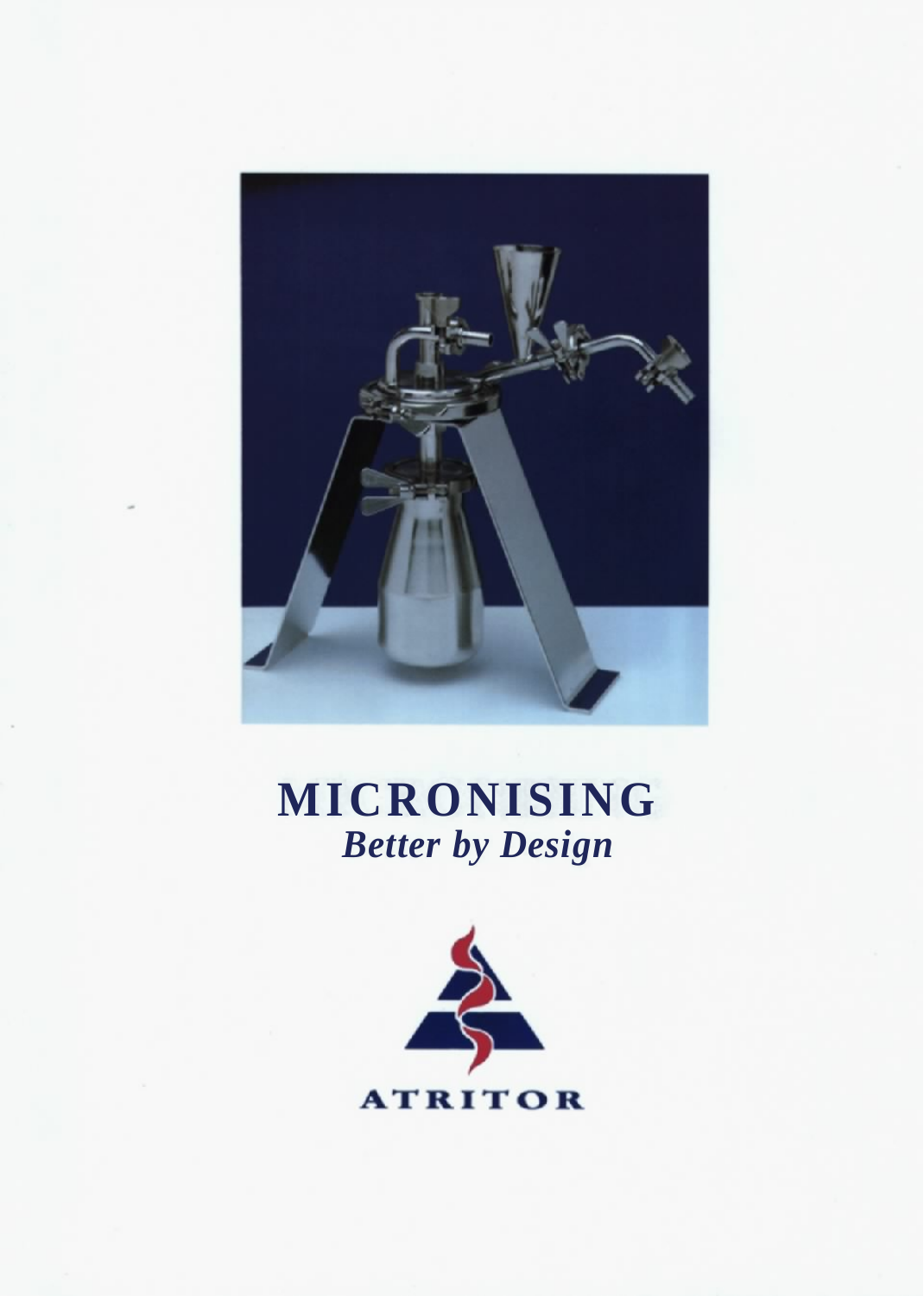# MICRONISING

***Better by Design***

ATRITOR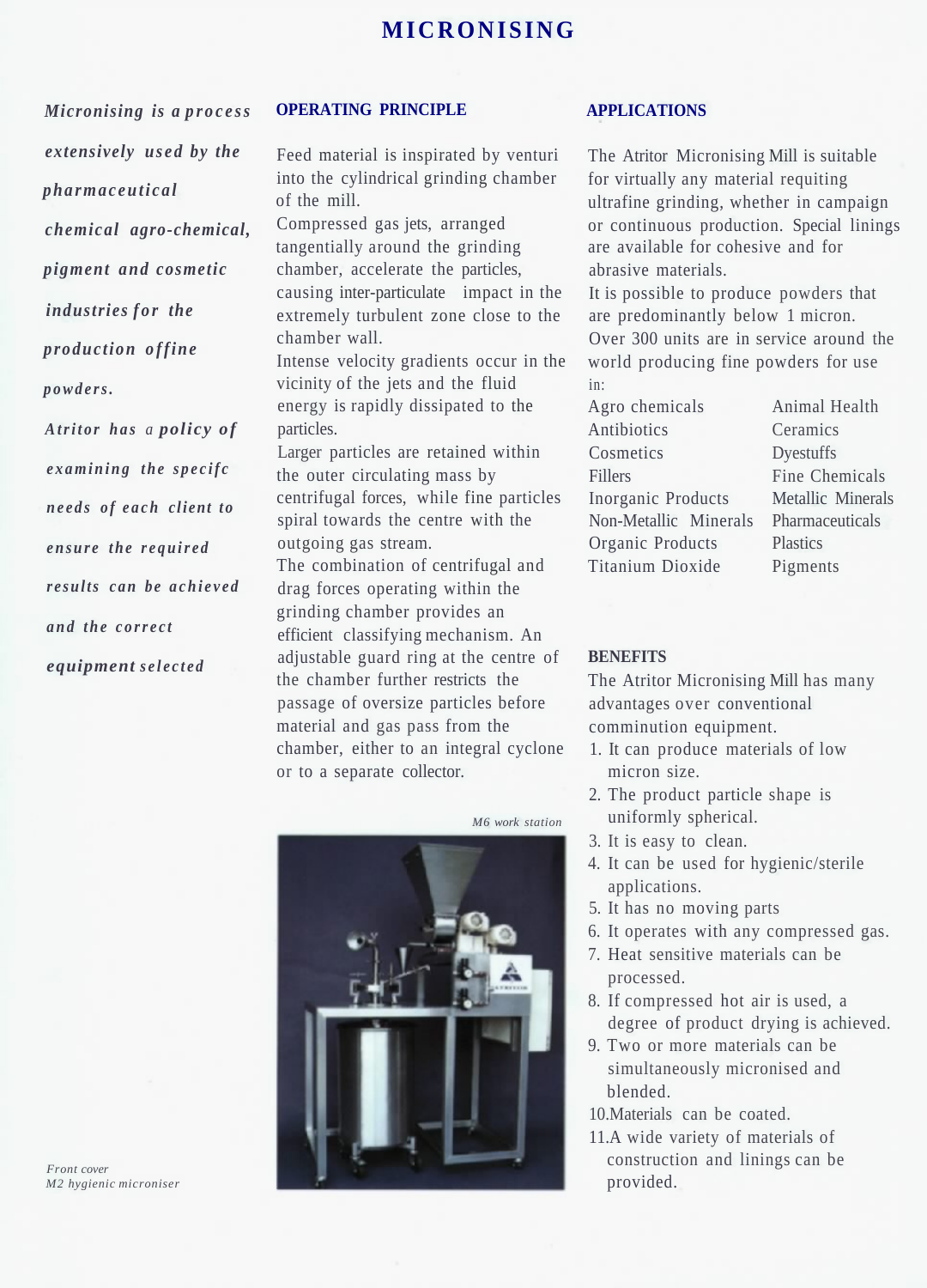# MICRONISING

*Micronising is a process extensively used by the pharmaceutical chemical agro-chemical, pigment and cosmetic industries for the production offine powders.*

*Atritor has a policy of examining the specifc needs of each client to ensure the required results can be achieved and the correct equipment selected*

*Front cover*
*M2 hygienic microniser*

## OPERATING PRINCIPLE

Feed material is inspirated by venturi into the cylindrical grinding chamber of the mill.

Compressed gas jets, arranged tangentially around the grinding chamber, accelerate the particles, causing inter-particulate impact in the extremely turbulent zone close to the chamber wall.

Intense velocity gradients occur in the vicinity of the jets and the fluid energy is rapidly dissipated to the particles.

Larger particles are retained within the outer circulating mass by centrifugal forces, while fine particles spiral towards the centre with the outgoing gas stream.

The combination of centrifugal and drag forces operating within the grinding chamber provides an efficient classifying mechanism. An adjustable guard ring at the centre of the chamber further restricts the passage of oversize particles before material and gas pass from the chamber, either to an integral cyclone or to a separate collector.

*M6 work station*

## APPLICATIONS

The Atritor Micronising Mill is suitable for virtually any material requiring ultrafine grinding, whether in campaign or continuous production. Special linings are available for cohesive and for abrasive materials.

It is possible to produce powders that are predominantly below 1 micron.

Over 300 units are in service around the world producing fine powders for use in:

| | |
|---|---|
| Agro chemicals | Animal Health |
| Antibiotics | Ceramics |
| Cosmetics | Dyestuffs |
| Fillers | Fine Chemicals |
| Inorganic Products | Metallic Minerals |
| Non-Metallic Minerals | Pharmaceuticals |
| Organic Products | Plastics |
| Titanium Dioxide | Pigments |

## BENEFITS

The Atritor Micronising Mill has many advantages over conventional comminution equipment.

1. It can produce materials of low micron size.
2. The product particle shape is uniformly spherical.
3. It is easy to clean.
4. It can be used for hygienic/sterile applications.
5. It has no moving parts
6. It operates with any compressed gas.
7. Heat sensitive materials can be processed.
8. If compressed hot air is used, a degree of product drying is achieved.
9. Two or more materials can be simultaneously micronised and blended.
10. Materials can be coated.
11. A wide variety of materials of construction and linings can be provided.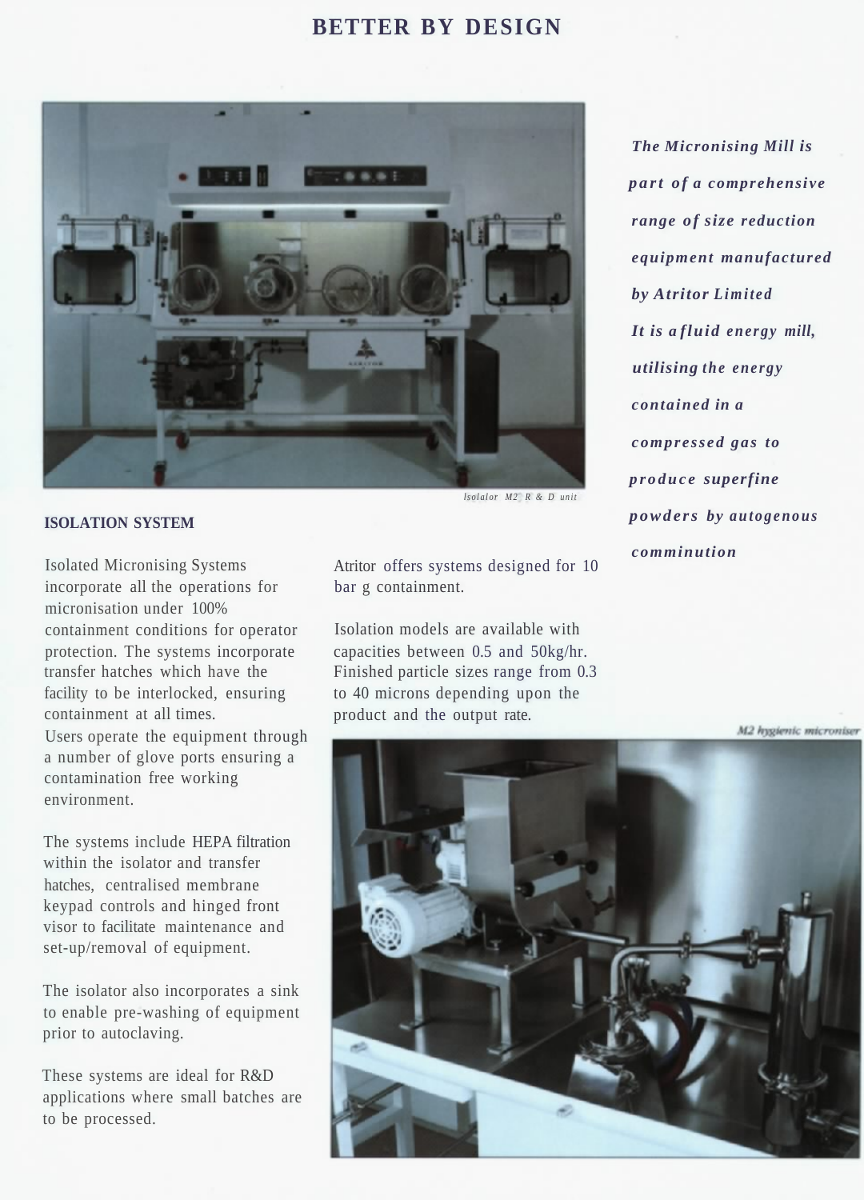# BETTER BY DESIGN

*Isolalor M2 R & D unit*

***The Micronising Mill is part of a comprehensive range of size reduction equipment manufactured by Atritor Limited***
***It is a fluid energy mill, utilising the energy contained in a compressed gas to produce superfine powders by autogenous comminution***

## ISOLATION SYSTEM

Isolated Micronising Systems incorporate all the operations for micronisation under 100% containment conditions for operator protection. The systems incorporate transfer hatches which have the facility to be interlocked, ensuring containment at all times.

Users operate the equipment through a number of glove ports ensuring a contamination free working environment.

The systems include HEPA filtration within the isolator and transfer hatches, centralised membrane keypad controls and hinged front visor to facilitate maintenance and set-up/removal of equipment.

The isolator also incorporates a sink to enable pre-washing of equipment prior to autoclaving.

These systems are ideal for R&D applications where small batches are to be processed.

Atritor offers systems designed for 10 bar g containment.

Isolation models are available with capacities between 0.5 and 50kg/hr. Finished particle sizes range from 0.3 to 40 microns depending upon the product and the output rate.

*M2 hygienic microniser*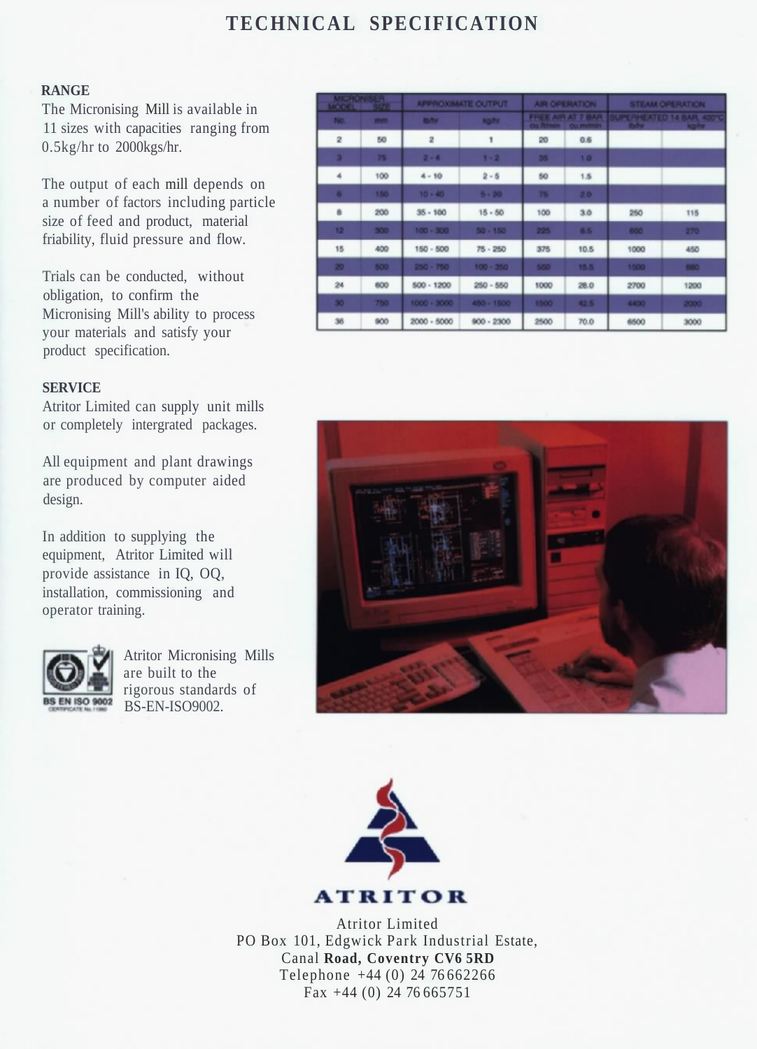# TECHNICAL SPECIFICATION

**RANGE**

The Micronising Mill is available in 11 sizes with capacities ranging from 0.5kg/hr to 2000kgs/hr.

The output of each mill depends on a number of factors including particle size of feed and product, material friability, fluid pressure and flow.

Trials can be conducted, without obligation, to confirm the Micronising Mill's ability to process your materials and satisfy your product specification.

| MICRONISER MODEL | SIZE | APPROXIMATE OUTPUT | | AIR OPERATION FREE AIR AT 7 BAR | | STEAM OPERATION SUPERHEATED 14 BAR, 400°C | |
|---|---|---|---|---|---|---|---|
| No. | mm | lb/hr | kg/hr | cu.ft/min | cu.m/min | lb/hr | kg/hr |
| 2 | 50 | 2 | 1 | 20 | 0.6 | | |
| 3 | 75 | 2 - 4 | 1 - 2 | 35 | 1.0 | | |
| 4 | 100 | 4 - 10 | 2 - 5 | 50 | 1.5 | | |
| 6 | 150 | 10 - 40 | 5 - 20 | 75 | 2.0 | | |
| 8 | 200 | 35 - 100 | 15 - 50 | 100 | 3.0 | 250 | 115 |
| 12 | 300 | 100 - 300 | 50 - 150 | 225 | 6.5 | 600 | 270 |
| 15 | 400 | 150 - 500 | 75 - 250 | 375 | 10.5 | 1000 | 450 |
| 20 | 500 | 250 - 750 | 100 - 350 | 550 | 15.5 | 1500 | 680 |
| 24 | 600 | 500 - 1200 | 250 - 550 | 1000 | 28.0 | 2700 | 1200 |
| 30 | 750 | 1000 - 3000 | 450 - 1500 | 1500 | 42.5 | 4400 | 2000 |
| 36 | 900 | 2000 - 5000 | 900 - 2300 | 2500 | 70.0 | 6500 | 3000 |

**SERVICE**

Atritor Limited can supply unit mills or completely intergrated packages.

All equipment and plant drawings are produced by computer aided design.

In addition to supplying the equipment, Atritor Limited will provide assistance in IQ, OQ, installation, commissioning and operator training.

BS EN ISO 9002
CERTIFICATE No. 11060

Atritor Micronising Mills are built to the rigorous standards of BS-EN-ISO9002.

ATRITOR

Atritor Limited
PO Box 101, Edgwick Park Industrial Estate,
Canal **Road, Coventry CV6 5RD**
Telephone +44 (0) 24 76 662266
Fax +44 (0) 24 76 665751